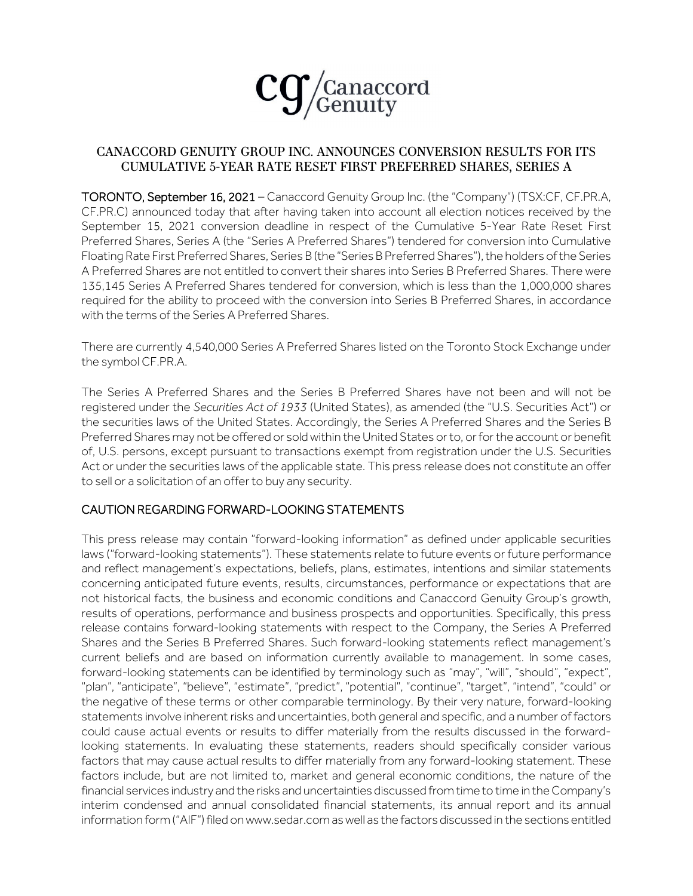# CANACCORD GENUITY GROUP INC. ANNOUNCES CONVERSION RESULTS FOR ITS CUMULATIVE 5-YEAR RATE RESET FIRST PREFERRED SHARES, SERIES A

**TORONTO, September 16, 2021** – Canaccord Genuity Group Inc. (the "Company") (TSX:CF, CF.PR.A, CF.PR.C) announced today that after having taken into account all election notices received by the September 15, 2021 conversion deadline in respect of the Cumulative 5-Year Rate Reset First Preferred Shares, Series A (the "Series A Preferred Shares") tendered for conversion into Cumulative Floating Rate First Preferred Shares, Series B (the "Series B Preferred Shares"), the holders of the Series A Preferred Shares are not entitled to convert their shares into Series B Preferred Shares. There were 135,145 Series A Preferred Shares tendered for conversion, which is less than the 1,000,000 shares required for the ability to proceed with the conversion into Series B Preferred Shares, in accordance with the terms of the Series A Preferred Shares.

There are currently 4,540,000 Series A Preferred Shares listed on the Toronto Stock Exchange under the symbol CF.PR.A.

The Series A Preferred Shares and the Series B Preferred Shares have not been and will not be registered under the *Securities Act of 1933* (United States), as amended (the "U.S. Securities Act") or the securities laws of the United States. Accordingly, the Series A Preferred Shares and the Series B Preferred Shares may not be offered or sold within the United States or to, or for the account or benefit of, U.S. persons, except pursuant to transactions exempt from registration under the U.S. Securities Act or under the securities laws of the applicable state. This press release does not constitute an offer to sell or a solicitation of an offer to buy any security.

## CAUTION REGARDING FORWARD-LOOKING STATEMENTS

This press release may contain "forward-looking information" as defined under applicable securities laws ("forward-looking statements"). These statements relate to future events or future performance and reflect management's expectations, beliefs, plans, estimates, intentions and similar statements concerning anticipated future events, results, circumstances, performance or expectations that are not historical facts, the business and economic conditions and Canaccord Genuity Group's growth, results of operations, performance and business prospects and opportunities. Specifically, this press release contains forward-looking statements with respect to the Company, the Series A Preferred Shares and the Series B Preferred Shares. Such forward-looking statements reflect management's current beliefs and are based on information currently available to management. In some cases, forward-looking statements can be identified by terminology such as "may", "will", "should", "expect", "plan", "anticipate", "believe", "estimate", "predict", "potential", "continue", "target", "intend", "could" or the negative of these terms or other comparable terminology. By their very nature, forward-looking statements involve inherent risks and uncertainties, both general and specific, and a number of factors could cause actual events or results to differ materially from the results discussed in the forward-looking statements. In evaluating these statements, readers should specifically consider various factors that may cause actual results to differ materially from any forward-looking statement. These factors include, but are not limited to, market and general economic conditions, the nature of the financial services industry and the risks and uncertainties discussed from time to time in the Company's interim condensed and annual consolidated financial statements, its annual report and its annual information form ("AIF") filed on www.sedar.com as well as the factors discussed in the sections entitled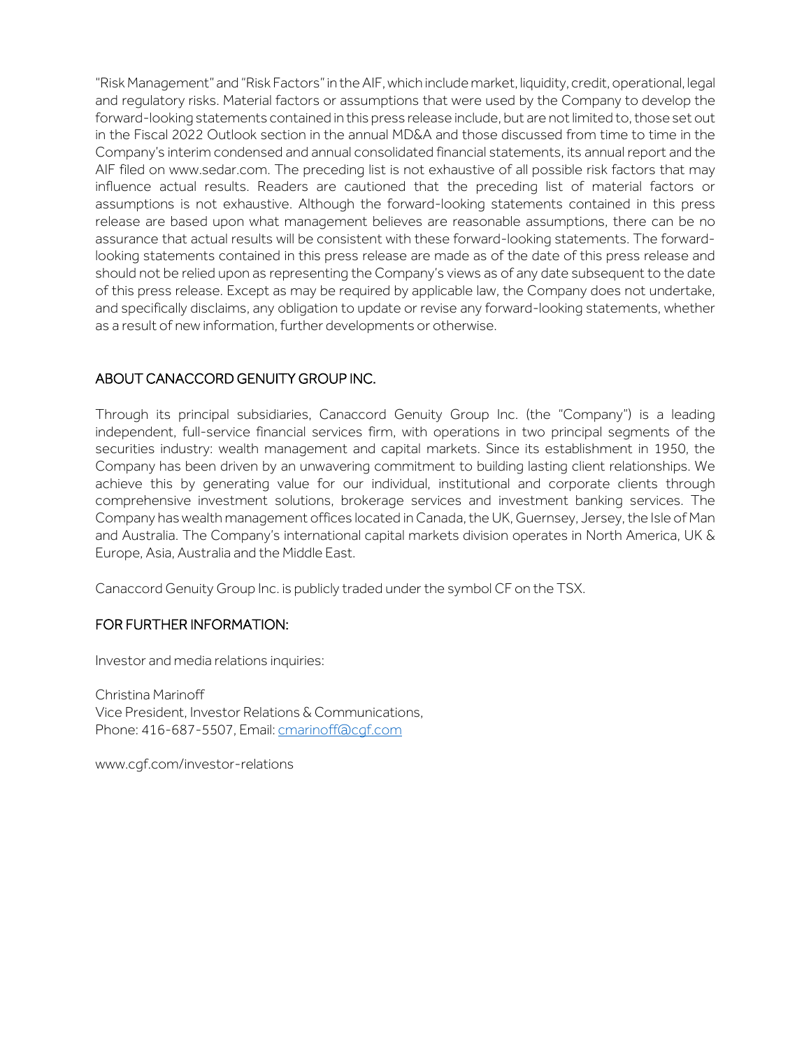"Risk Management" and "Risk Factors" in the AIF, which include market, liquidity, credit, operational, legal and regulatory risks. Material factors or assumptions that were used by the Company to develop the forward-looking statements contained in this press release include, but are not limited to, those set out in the Fiscal 2022 Outlook section in the annual MD&A and those discussed from time to time in the Company's interim condensed and annual consolidated financial statements, its annual report and the AIF filed on www.sedar.com. The preceding list is not exhaustive of all possible risk factors that may influence actual results. Readers are cautioned that the preceding list of material factors or assumptions is not exhaustive. Although the forward-looking statements contained in this press release are based upon what management believes are reasonable assumptions, there can be no assurance that actual results will be consistent with these forward-looking statements. The forward-looking statements contained in this press release are made as of the date of this press release and should not be relied upon as representing the Company's views as of any date subsequent to the date of this press release. Except as may be required by applicable law, the Company does not undertake, and specifically disclaims, any obligation to update or revise any forward-looking statements, whether as a result of new information, further developments or otherwise.

## ABOUT CANACCORD GENUITY GROUP INC.

Through its principal subsidiaries, Canaccord Genuity Group Inc. (the "Company") is a leading independent, full-service financial services firm, with operations in two principal segments of the securities industry: wealth management and capital markets. Since its establishment in 1950, the Company has been driven by an unwavering commitment to building lasting client relationships. We achieve this by generating value for our individual, institutional and corporate clients through comprehensive investment solutions, brokerage services and investment banking services. The Company has wealth management offices located in Canada, the UK, Guernsey, Jersey, the Isle of Man and Australia. The Company's international capital markets division operates in North America, UK & Europe, Asia, Australia and the Middle East.

Canaccord Genuity Group Inc. is publicly traded under the symbol CF on the TSX.

## FOR FURTHER INFORMATION:

Investor and media relations inquiries:

Christina Marinoff
Vice President, Investor Relations & Communications,
Phone: 416-687-5507, Email: cmarinoff@cgf.com

www.cgf.com/investor-relations